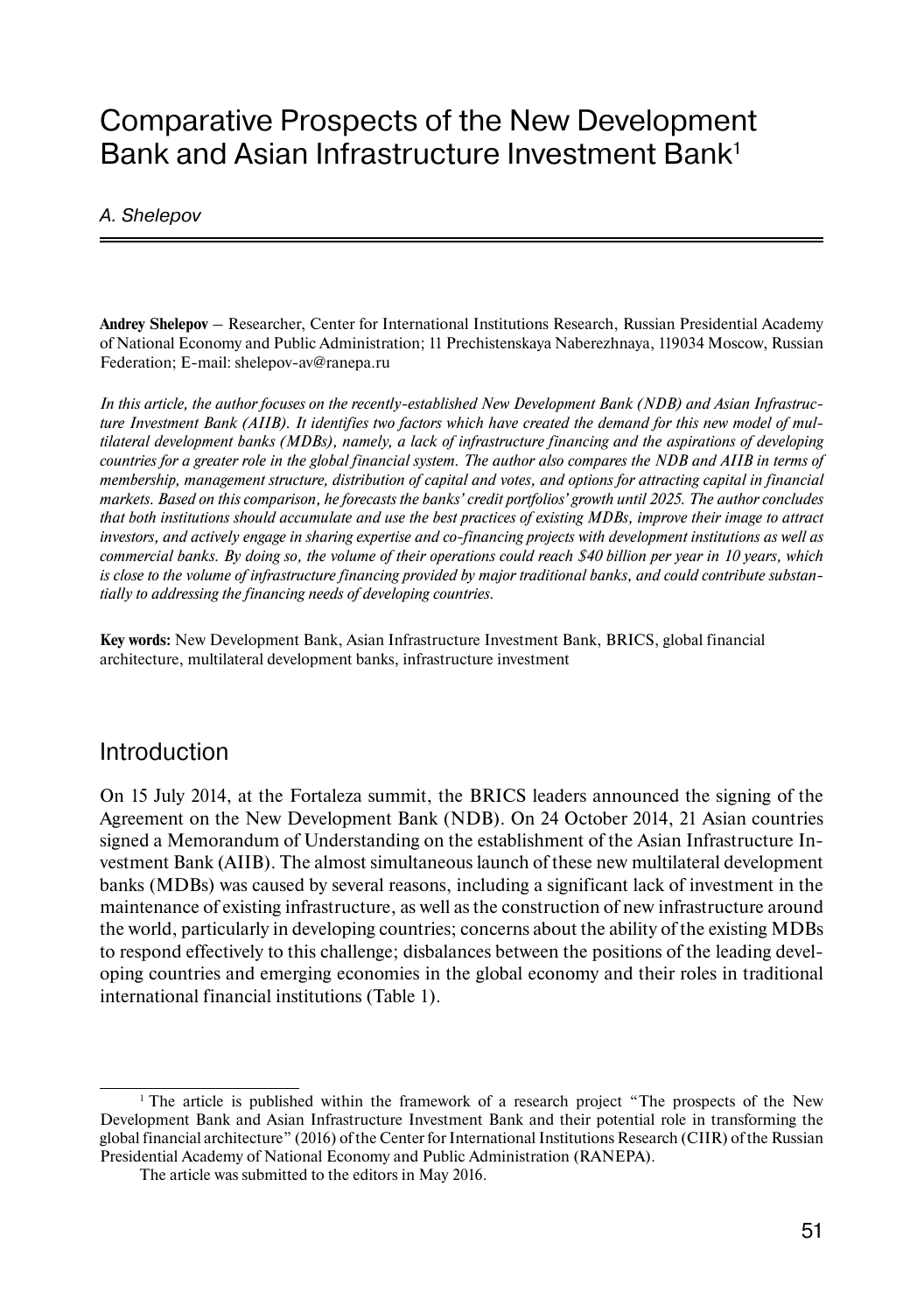# Comparative Prospects of the New Development Bank and Asian Infrastructure Investment Bank[1]

*A. Shelepov*

**Andrey Shelepov** – Researcher, Center for International Institutions Research, Russian Presidential Academy of National Economy and Public Administration; 11 Prechistenskaya Naberezhnaya, 119034 Moscow, Russian Federation; E-mail: shelepov-av@ranepa.ru

*In this article, the author focuses on the recently-established New Development Bank (NDB) and Asian Infrastructure Investment Bank (AIIB). It identifies two factors which have created the demand for this new model of multilateral development banks (MDBs), namely, a lack of infrastructure financing and the aspirations of developing countries for a greater role in the global financial system. The author also compares the NDB and AIIB in terms of membership, management structure, distribution of capital and votes, and options for attracting capital in financial markets. Based on this comparison, he forecasts the banks' credit portfolios' growth until 2025. The author concludes that both institutions should accumulate and use the best practices of existing MDBs, improve their image to attract investors, and actively engage in sharing expertise and co-financing projects with development institutions as well as commercial banks. By doing so, the volume of their operations could reach $40 billion per year in 10 years, which is close to the volume of infrastructure financing provided by major traditional banks, and could contribute substantially to addressing the financing needs of developing countries.*

**Key words:** New Development Bank, Asian Infrastructure Investment Bank, BRICS, global financial architecture, multilateral development banks, infrastructure investment

## Introduction

On 15 July 2014, at the Fortaleza summit, the BRICS leaders announced the signing of the Agreement on the New Development Bank (NDB). On 24 October 2014, 21 Asian countries signed a Memorandum of Understanding on the establishment of the Asian Infrastructure Investment Bank (AIIB). The almost simultaneous launch of these new multilateral development banks (MDBs) was caused by several reasons, including a significant lack of investment in the maintenance of existing infrastructure, as well as the construction of new infrastructure around the world, particularly in developing countries; concerns about the ability of the existing MDBs to respond effectively to this challenge; disbalances between the positions of the leading developing countries and emerging economies in the global economy and their roles in traditional international financial institutions (Table 1).

---

[1] The article is published within the framework of a research project "The prospects of the New Development Bank and Asian Infrastructure Investment Bank and their potential role in transforming the global financial architecture" (2016) of the Center for International Institutions Research (CIIR) of the Russian Presidential Academy of National Economy and Public Administration (RANEPA).

The article was submitted to the editors in May 2016.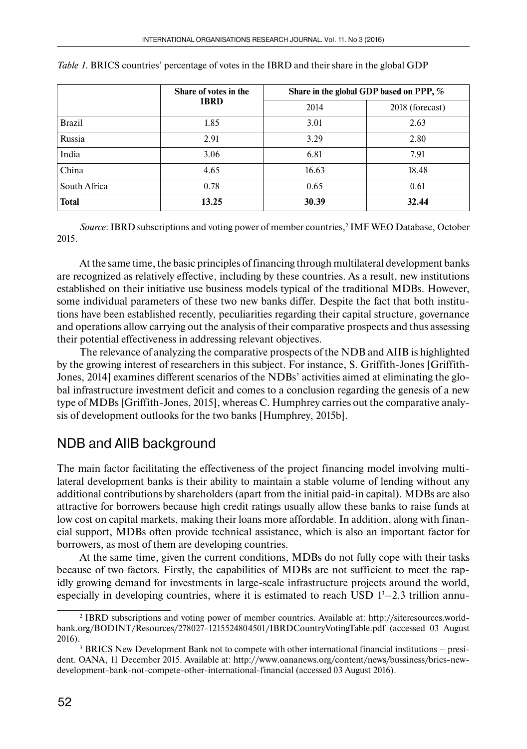*Table 1.* BRICS countries' percentage of votes in the IBRD and their share in the global GDP

| | Share of votes in the IBRD | Share in the global GDP based on PPP, % | |
|---|---|---|---|
| | | 2014 | 2018 (forecast) |
| Brazil | 1.85 | 3.01 | 2.63 |
| Russia | 2.91 | 3.29 | 2.80 |
| India | 3.06 | 6.81 | 7.91 |
| China | 4.65 | 16.63 | 18.48 |
| South Africa | 0.78 | 0.65 | 0.61 |
| **Total** | **13.25** | **30.39** | **32.44** |

*Source*: IBRD subscriptions and voting power of member countries,[2] IMF WEO Database, October 2015.

At the same time, the basic principles of financing through multilateral development banks are recognized as relatively effective, including by these countries. As a result, new institutions established on their initiative use business models typical of the traditional MDBs. However, some individual parameters of these two new banks differ. Despite the fact that both institutions have been established recently, peculiarities regarding their capital structure, governance and operations allow carrying out the analysis of their comparative prospects and thus assessing their potential effectiveness in addressing relevant objectives.

The relevance of analyzing the comparative prospects of the NDB and AIIB is highlighted by the growing interest of researchers in this subject. For instance, S. Griffith-Jones [Griffith-Jones, 2014] examines different scenarios of the NDBs' activities aimed at eliminating the global infrastructure investment deficit and comes to a conclusion regarding the genesis of a new type of MDBs [Griffith-Jones, 2015], whereas C. Humphrey carries out the comparative analysis of development outlooks for the two banks [Humphrey, 2015b].

## NDB and AIIB background

The main factor facilitating the effectiveness of the project financing model involving multilateral development banks is their ability to maintain a stable volume of lending without any additional contributions by shareholders (apart from the initial paid-in capital). MDBs are also attractive for borrowers because high credit ratings usually allow these banks to raise funds at low cost on capital markets, making their loans more affordable. In addition, along with financial support, MDBs often provide technical assistance, which is also an important factor for borrowers, as most of them are developing countries.

At the same time, given the current conditions, MDBs do not fully cope with their tasks because of two factors. Firstly, the capabilities of MDBs are not sufficient to meet the rapidly growing demand for investments in large-scale infrastructure projects around the world, especially in developing countries, where it is estimated to reach USD 1[3]–2.3 trillion annu-

[2] IBRD subscriptions and voting power of member countries. Available at: http://siteresources.worldbank.org/BODINT/Resources/278027-1215524804501/IBRDCountryVotingTable.pdf (accessed 03 August 2016).

[3] BRICS New Development Bank not to compete with other international financial institutions – president. OANA, 11 December 2015. Available at: http://www.oananews.org/content/news/bussiness/brics-new-development-bank-not-compete-other-international-financial (accessed 03 August 2016).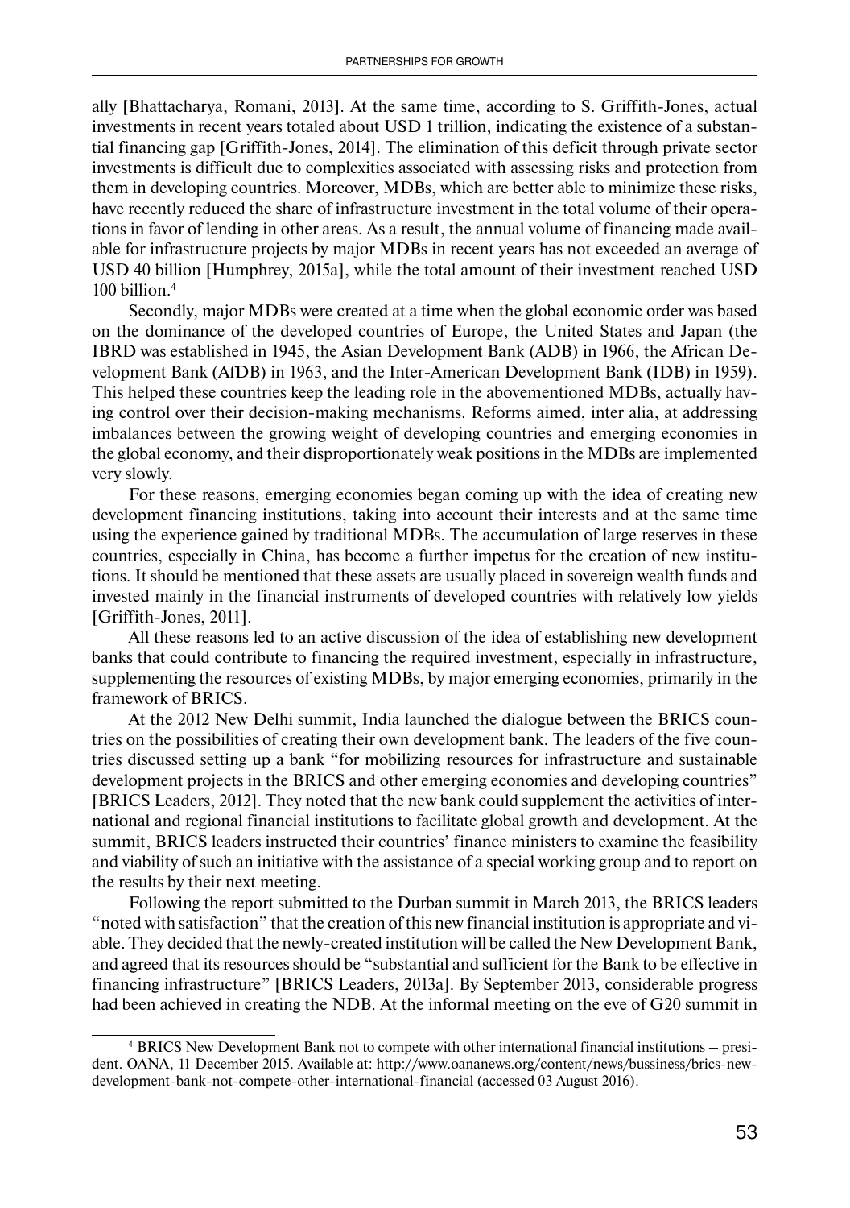ally [Bhattacharya, Romani, 2013]. At the same time, according to S. Griffith-Jones, actual investments in recent years totaled about USD 1 trillion, indicating the existence of a substantial financing gap [Griffith-Jones, 2014]. The elimination of this deficit through private sector investments is difficult due to complexities associated with assessing risks and protection from them in developing countries. Moreover, MDBs, which are better able to minimize these risks, have recently reduced the share of infrastructure investment in the total volume of their operations in favor of lending in other areas. As a result, the annual volume of financing made available for infrastructure projects by major MDBs in recent years has not exceeded an average of USD 40 billion [Humphrey, 2015a], while the total amount of their investment reached USD 100 billion.[4]

Secondly, major MDBs were created at a time when the global economic order was based on the dominance of the developed countries of Europe, the United States and Japan (the IBRD was established in 1945, the Asian Development Bank (ADB) in 1966, the African Development Bank (AfDB) in 1963, and the Inter-American Development Bank (IDB) in 1959). This helped these countries keep the leading role in the abovementioned MDBs, actually having control over their decision-making mechanisms. Reforms aimed, inter alia, at addressing imbalances between the growing weight of developing countries and emerging economies in the global economy, and their disproportionately weak positions in the MDBs are implemented very slowly.

For these reasons, emerging economies began coming up with the idea of creating new development financing institutions, taking into account their interests and at the same time using the experience gained by traditional MDBs. The accumulation of large reserves in these countries, especially in China, has become a further impetus for the creation of new institutions. It should be mentioned that these assets are usually placed in sovereign wealth funds and invested mainly in the financial instruments of developed countries with relatively low yields [Griffith-Jones, 2011].

All these reasons led to an active discussion of the idea of establishing new development banks that could contribute to financing the required investment, especially in infrastructure, supplementing the resources of existing MDBs, by major emerging economies, primarily in the framework of BRICS.

At the 2012 New Delhi summit, India launched the dialogue between the BRICS countries on the possibilities of creating their own development bank. The leaders of the five countries discussed setting up a bank "for mobilizing resources for infrastructure and sustainable development projects in the BRICS and other emerging economies and developing countries" [BRICS Leaders, 2012]. They noted that the new bank could supplement the activities of international and regional financial institutions to facilitate global growth and development. At the summit, BRICS leaders instructed their countries' finance ministers to examine the feasibility and viability of such an initiative with the assistance of a special working group and to report on the results by their next meeting.

Following the report submitted to the Durban summit in March 2013, the BRICS leaders "noted with satisfaction" that the creation of this new financial institution is appropriate and viable. They decided that the newly-created institution will be called the New Development Bank, and agreed that its resources should be "substantial and sufficient for the Bank to be effective in financing infrastructure" [BRICS Leaders, 2013a]. By September 2013, considerable progress had been achieved in creating the NDB. At the informal meeting on the eve of G20 summit in

[4] BRICS New Development Bank not to compete with other international financial institutions – president. OANA, 11 December 2015. Available at: http://www.oananews.org/content/news/bussiness/brics-new-development-bank-not-compete-other-international-financial (accessed 03 August 2016).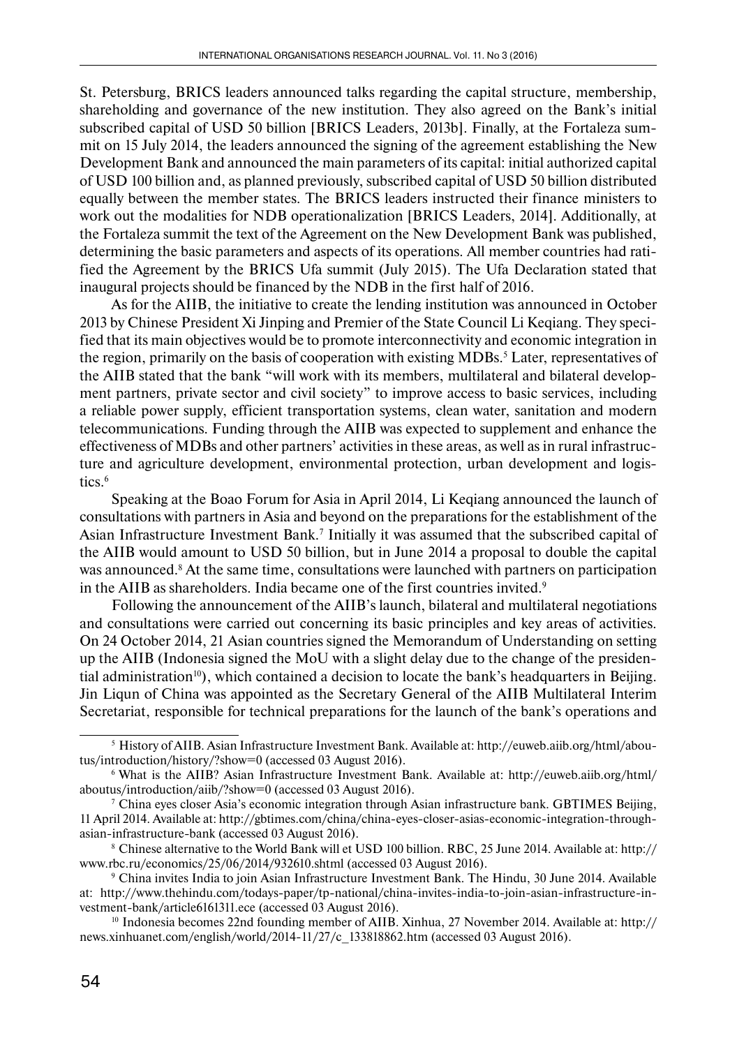St. Petersburg, BRICS leaders announced talks regarding the capital structure, membership, shareholding and governance of the new institution. They also agreed on the Bank's initial subscribed capital of USD 50 billion [BRICS Leaders, 2013b]. Finally, at the Fortaleza summit on 15 July 2014, the leaders announced the signing of the agreement establishing the New Development Bank and announced the main parameters of its capital: initial authorized capital of USD 100 billion and, as planned previously, subscribed capital of USD 50 billion distributed equally between the member states. The BRICS leaders instructed their finance ministers to work out the modalities for NDB operationalization [BRICS Leaders, 2014]. Additionally, at the Fortaleza summit the text of the Agreement on the New Development Bank was published, determining the basic parameters and aspects of its operations. All member countries had ratified the Agreement by the BRICS Ufa summit (July 2015). The Ufa Declaration stated that inaugural projects should be financed by the NDB in the first half of 2016.

As for the AIIB, the initiative to create the lending institution was announced in October 2013 by Chinese President Xi Jinping and Premier of the State Council Li Keqiang. They specified that its main objectives would be to promote interconnectivity and economic integration in the region, primarily on the basis of cooperation with existing MDBs.[5] Later, representatives of the AIIB stated that the bank "will work with its members, multilateral and bilateral development partners, private sector and civil society" to improve access to basic services, including a reliable power supply, efficient transportation systems, clean water, sanitation and modern telecommunications. Funding through the AIIB was expected to supplement and enhance the effectiveness of MDBs and other partners' activities in these areas, as well as in rural infrastructure and agriculture development, environmental protection, urban development and logistics.[6]

Speaking at the Boao Forum for Asia in April 2014, Li Keqiang announced the launch of consultations with partners in Asia and beyond on the preparations for the establishment of the Asian Infrastructure Investment Bank.[7] Initially it was assumed that the subscribed capital of the AIIB would amount to USD 50 billion, but in June 2014 a proposal to double the capital was announced.[8] At the same time, consultations were launched with partners on participation in the AIIB as shareholders. India became one of the first countries invited.[9]

Following the announcement of the AIIB's launch, bilateral and multilateral negotiations and consultations were carried out concerning its basic principles and key areas of activities. On 24 October 2014, 21 Asian countries signed the Memorandum of Understanding on setting up the AIIB (Indonesia signed the MoU with a slight delay due to the change of the presidential administration[10]), which contained a decision to locate the bank's headquarters in Beijing. Jin Liqun of China was appointed as the Secretary General of the AIIB Multilateral Interim Secretariat, responsible for technical preparations for the launch of the bank's operations and

---

[5] History of AIIB. Asian Infrastructure Investment Bank. Available at: http://euweb.aiib.org/html/aboutus/introduction/history/?show=0 (accessed 03 August 2016).

[6] What is the AIIB? Asian Infrastructure Investment Bank. Available at: http://euweb.aiib.org/html/aboutus/introduction/aiib/?show=0 (accessed 03 August 2016).

[7] China eyes closer Asia's economic integration through Asian infrastructure bank. GBTIMES Beijing, 11 April 2014. Available at: http://gbtimes.com/china/china-eyes-closer-asias-economic-integration-through-asian-infrastructure-bank (accessed 03 August 2016).

[8] Chinese alternative to the World Bank will et USD 100 billion. RBC, 25 June 2014. Available at: http://www.rbc.ru/economics/25/06/2014/932610.shtml (accessed 03 August 2016).

[9] China invites India to join Asian Infrastructure Investment Bank. The Hindu, 30 June 2014. Available at: http://www.thehindu.com/todays-paper/tp-national/china-invites-india-to-join-asian-infrastructure-investment-bank/article6161311.ece (accessed 03 August 2016).

[10] Indonesia becomes 22nd founding member of AIIB. Xinhua, 27 November 2014. Available at: http://news.xinhuanet.com/english/world/2014-11/27/c_133818862.htm (accessed 03 August 2016).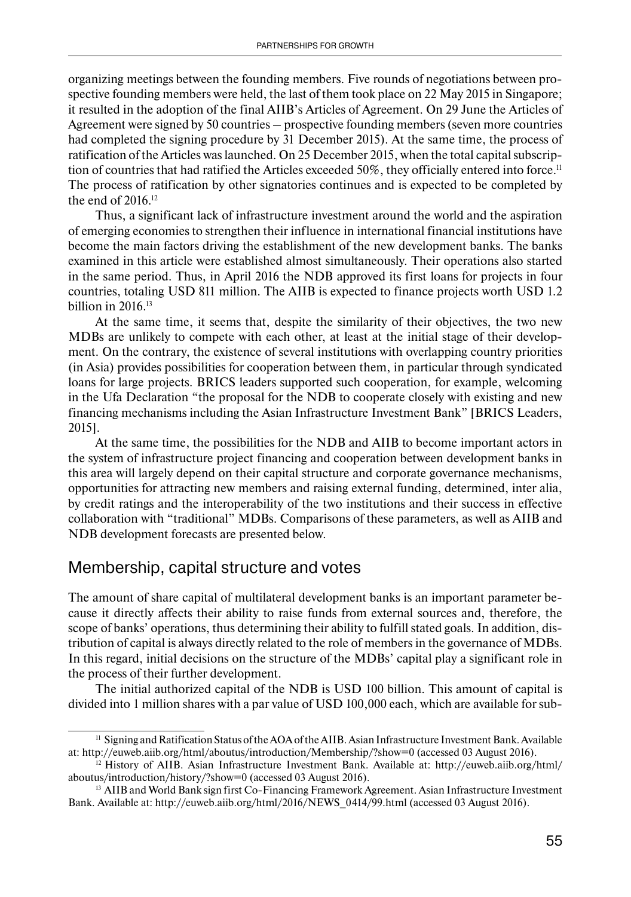organizing meetings between the founding members. Five rounds of negotiations between prospective founding members were held, the last of them took place on 22 May 2015 in Singapore; it resulted in the adoption of the final AIIB's Articles of Agreement. On 29 June the Articles of Agreement were signed by 50 countries – prospective founding members (seven more countries had completed the signing procedure by 31 December 2015). At the same time, the process of ratification of the Articles was launched. On 25 December 2015, when the total capital subscription of countries that had ratified the Articles exceeded 50%, they officially entered into force.[11] The process of ratification by other signatories continues and is expected to be completed by the end of 2016.[12]

Thus, a significant lack of infrastructure investment around the world and the aspiration of emerging economies to strengthen their influence in international financial institutions have become the main factors driving the establishment of the new development banks. The banks examined in this article were established almost simultaneously. Their operations also started in the same period. Thus, in April 2016 the NDB approved its first loans for projects in four countries, totaling USD 811 million. The AIIB is expected to finance projects worth USD 1.2 billion in 2016.[13]

At the same time, it seems that, despite the similarity of their objectives, the two new MDBs are unlikely to compete with each other, at least at the initial stage of their development. On the contrary, the existence of several institutions with overlapping country priorities (in Asia) provides possibilities for cooperation between them, in particular through syndicated loans for large projects. BRICS leaders supported such cooperation, for example, welcoming in the Ufa Declaration "the proposal for the NDB to cooperate closely with existing and new financing mechanisms including the Asian Infrastructure Investment Bank" [BRICS Leaders, 2015].

At the same time, the possibilities for the NDB and AIIB to become important actors in the system of infrastructure project financing and cooperation between development banks in this area will largely depend on their capital structure and corporate governance mechanisms, opportunities for attracting new members and raising external funding, determined, inter alia, by credit ratings and the interoperability of the two institutions and their success in effective collaboration with "traditional" MDBs. Comparisons of these parameters, as well as AIIB and NDB development forecasts are presented below.

## Membership, capital structure and votes

The amount of share capital of multilateral development banks is an important parameter because it directly affects their ability to raise funds from external sources and, therefore, the scope of banks' operations, thus determining their ability to fulfill stated goals. In addition, distribution of capital is always directly related to the role of members in the governance of MDBs. In this regard, initial decisions on the structure of the MDBs' capital play a significant role in the process of their further development.

The initial authorized capital of the NDB is USD 100 billion. This amount of capital is divided into 1 million shares with a par value of USD 100,000 each, which are available for sub-

[11] Signing and Ratification Status of the AOA of the AIIB. Asian Infrastructure Investment Bank. Available at: http://euweb.aiib.org/html/aboutus/introduction/Membership/?show=0 (accessed 03 August 2016).

[12] History of AIIB. Asian Infrastructure Investment Bank. Available at: http://euweb.aiib.org/html/aboutus/introduction/history/?show=0 (accessed 03 August 2016).

[13] AIIB and World Bank sign first Co-Financing Framework Agreement. Asian Infrastructure Investment Bank. Available at: http://euweb.aiib.org/html/2016/NEWS_0414/99.html (accessed 03 August 2016).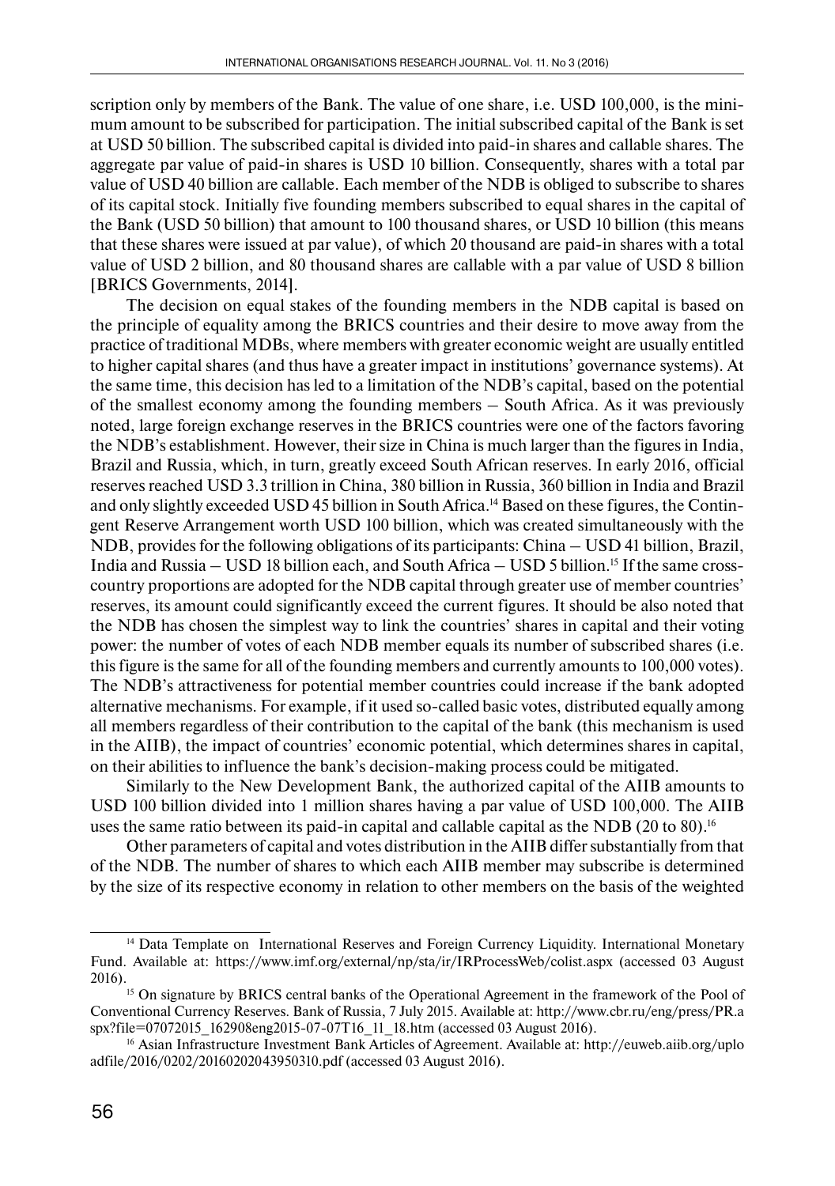scription only by members of the Bank. The value of one share, i.e. USD 100,000, is the minimum amount to be subscribed for participation. The initial subscribed capital of the Bank is set at USD 50 billion. The subscribed capital is divided into paid-in shares and callable shares. The aggregate par value of paid-in shares is USD 10 billion. Consequently, shares with a total par value of USD 40 billion are callable. Each member of the NDB is obliged to subscribe to shares of its capital stock. Initially five founding members subscribed to equal shares in the capital of the Bank (USD 50 billion) that amount to 100 thousand shares, or USD 10 billion (this means that these shares were issued at par value), of which 20 thousand are paid-in shares with a total value of USD 2 billion, and 80 thousand shares are callable with a par value of USD 8 billion [BRICS Governments, 2014].

The decision on equal stakes of the founding members in the NDB capital is based on the principle of equality among the BRICS countries and their desire to move away from the practice of traditional MDBs, where members with greater economic weight are usually entitled to higher capital shares (and thus have a greater impact in institutions' governance systems). At the same time, this decision has led to a limitation of the NDB's capital, based on the potential of the smallest economy among the founding members – South Africa. As it was previously noted, large foreign exchange reserves in the BRICS countries were one of the factors favoring the NDB's establishment. However, their size in China is much larger than the figures in India, Brazil and Russia, which, in turn, greatly exceed South African reserves. In early 2016, official reserves reached USD 3.3 trillion in China, 380 billion in Russia, 360 billion in India and Brazil and only slightly exceeded USD 45 billion in South Africa.[14] Based on these figures, the Contingent Reserve Arrangement worth USD 100 billion, which was created simultaneously with the NDB, provides for the following obligations of its participants: China – USD 41 billion, Brazil, India and Russia – USD 18 billion each, and South Africa – USD 5 billion.[15] If the same cross-country proportions are adopted for the NDB capital through greater use of member countries' reserves, its amount could significantly exceed the current figures. It should be also noted that the NDB has chosen the simplest way to link the countries' shares in capital and their voting power: the number of votes of each NDB member equals its number of subscribed shares (i.e. this figure is the same for all of the founding members and currently amounts to 100,000 votes). The NDB's attractiveness for potential member countries could increase if the bank adopted alternative mechanisms. For example, if it used so-called basic votes, distributed equally among all members regardless of their contribution to the capital of the bank (this mechanism is used in the AIIB), the impact of countries' economic potential, which determines shares in capital, on their abilities to influence the bank's decision-making process could be mitigated.

Similarly to the New Development Bank, the authorized capital of the AIIB amounts to USD 100 billion divided into 1 million shares having a par value of USD 100,000. The AIIB uses the same ratio between its paid-in capital and callable capital as the NDB (20 to 80).[16]

Other parameters of capital and votes distribution in the AIIB differ substantially from that of the NDB. The number of shares to which each AIIB member may subscribe is determined by the size of its respective economy in relation to other members on the basis of the weighted

---

[14] Data Template on International Reserves and Foreign Currency Liquidity. International Monetary Fund. Available at: https://www.imf.org/external/np/sta/ir/IRProcessWeb/colist.aspx (accessed 03 August 2016).

[15] On signature by BRICS central banks of the Operational Agreement in the framework of the Pool of Conventional Currency Reserves. Bank of Russia, 7 July 2015. Available at: http://www.cbr.ru/eng/press/PR.aspx?file=07072015_162908eng2015-07-07T16_11_18.htm (accessed 03 August 2016).

[16] Asian Infrastructure Investment Bank Articles of Agreement. Available at: http://euweb.aiib.org/uploadfile/2016/0202/20160202043950310.pdf (accessed 03 August 2016).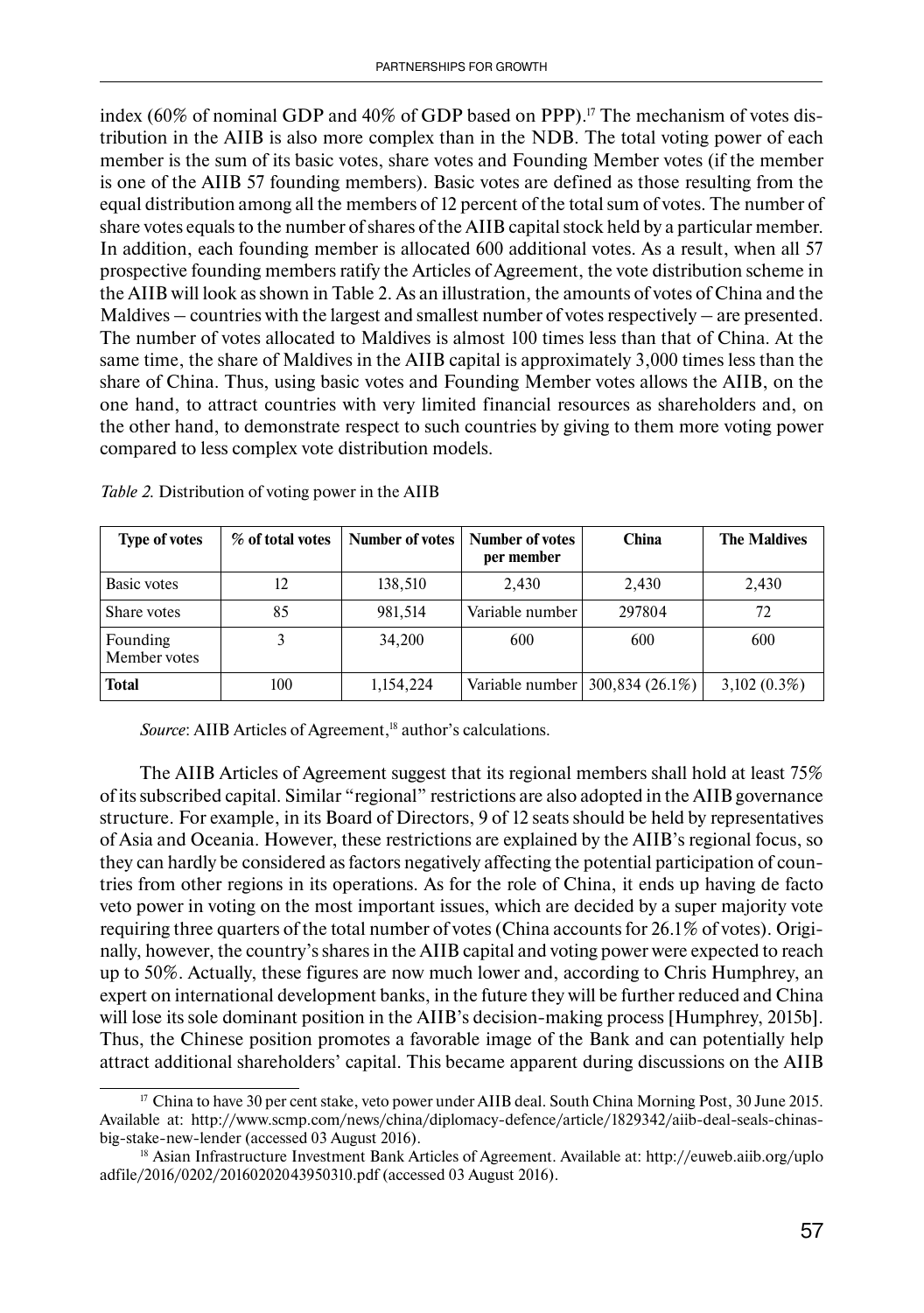index (60% of nominal GDP and 40% of GDP based on PPP).[17] The mechanism of votes distribution in the AIIB is also more complex than in the NDB. The total voting power of each member is the sum of its basic votes, share votes and Founding Member votes (if the member is one of the AIIB 57 founding members). Basic votes are defined as those resulting from the equal distribution among all the members of 12 percent of the total sum of votes. The number of share votes equals to the number of shares of the AIIB capital stock held by a particular member. In addition, each founding member is allocated 600 additional votes. As a result, when all 57 prospective founding members ratify the Articles of Agreement, the vote distribution scheme in the AIIB will look as shown in Table 2. As an illustration, the amounts of votes of China and the Maldives – countries with the largest and smallest number of votes respectively – are presented. The number of votes allocated to Maldives is almost 100 times less than that of China. At the same time, the share of Maldives in the AIIB capital is approximately 3,000 times less than the share of China. Thus, using basic votes and Founding Member votes allows the AIIB, on the one hand, to attract countries with very limited financial resources as shareholders and, on the other hand, to demonstrate respect to such countries by giving to them more voting power compared to less complex vote distribution models.

*Table 2.* Distribution of voting power in the AIIB

| Type of votes | % of total votes | Number of votes | Number of votes per member | China | The Maldives |
|---|---|---|---|---|---|
| Basic votes | 12 | 138,510 | 2,430 | 2,430 | 2,430 |
| Share votes | 85 | 981,514 | Variable number | 297804 | 72 |
| Founding Member votes | 3 | 34,200 | 600 | 600 | 600 |
| **Total** | 100 | 1,154,224 | Variable number | 300,834 (26.1%) | 3,102 (0.3%) |

*Source*: AIIB Articles of Agreement,[18] author's calculations.

The AIIB Articles of Agreement suggest that its regional members shall hold at least 75% of its subscribed capital. Similar "regional" restrictions are also adopted in the AIIB governance structure. For example, in its Board of Directors, 9 of 12 seats should be held by representatives of Asia and Oceania. However, these restrictions are explained by the AIIB's regional focus, so they can hardly be considered as factors negatively affecting the potential participation of countries from other regions in its operations. As for the role of China, it ends up having de facto veto power in voting on the most important issues, which are decided by a super majority vote requiring three quarters of the total number of votes (China accounts for 26.1% of votes). Originally, however, the country's shares in the AIIB capital and voting power were expected to reach up to 50%. Actually, these figures are now much lower and, according to Chris Humphrey, an expert on international development banks, in the future they will be further reduced and China will lose its sole dominant position in the AIIB's decision-making process [Humphrey, 2015b]. Thus, the Chinese position promotes a favorable image of the Bank and can potentially help attract additional shareholders' capital. This became apparent during discussions on the AIIB

[17] China to have 30 per cent stake, veto power under AIIB deal. South China Morning Post, 30 June 2015. Available at: http://www.scmp.com/news/china/diplomacy-defence/article/1829342/aiib-deal-seals-chinas-big-stake-new-lender (accessed 03 August 2016).

[18] Asian Infrastructure Investment Bank Articles of Agreement. Available at: http://euweb.aiib.org/uploadfile/2016/0202/20160202043950310.pdf (accessed 03 August 2016).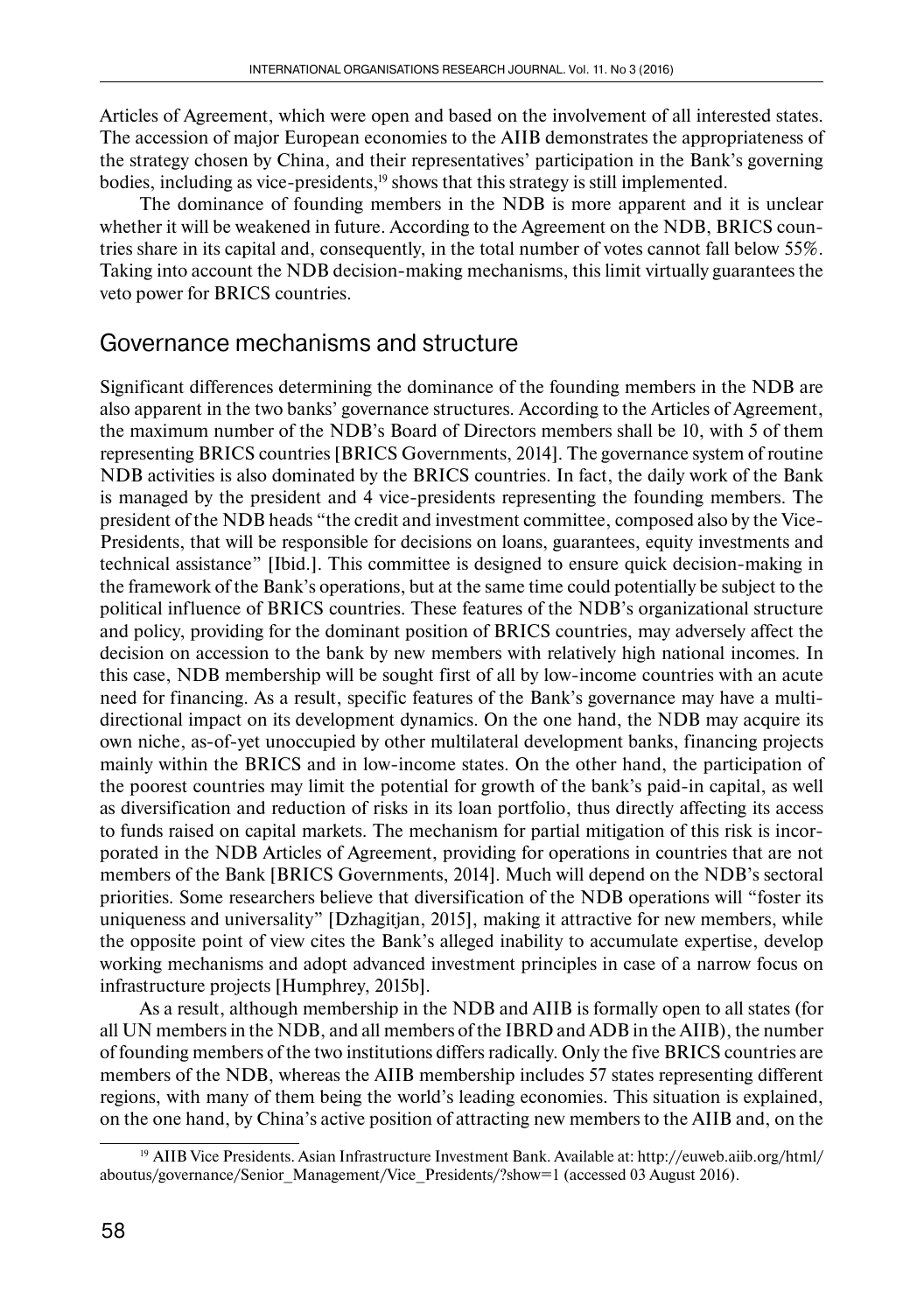Articles of Agreement, which were open and based on the involvement of all interested states. The accession of major European economies to the AIIB demonstrates the appropriateness of the strategy chosen by China, and their representatives' participation in the Bank's governing bodies, including as vice-presidents,[19] shows that this strategy is still implemented.

The dominance of founding members in the NDB is more apparent and it is unclear whether it will be weakened in future. According to the Agreement on the NDB, BRICS countries share in its capital and, consequently, in the total number of votes cannot fall below 55%. Taking into account the NDB decision-making mechanisms, this limit virtually guarantees the veto power for BRICS countries.

## Governance mechanisms and structure

Significant differences determining the dominance of the founding members in the NDB are also apparent in the two banks' governance structures. According to the Articles of Agreement, the maximum number of the NDB's Board of Directors members shall be 10, with 5 of them representing BRICS countries [BRICS Governments, 2014]. The governance system of routine NDB activities is also dominated by the BRICS countries. In fact, the daily work of the Bank is managed by the president and 4 vice-presidents representing the founding members. The president of the NDB heads "the credit and investment committee, composed also by the Vice-Presidents, that will be responsible for decisions on loans, guarantees, equity investments and technical assistance" [Ibid.]. This committee is designed to ensure quick decision-making in the framework of the Bank's operations, but at the same time could potentially be subject to the political influence of BRICS countries. These features of the NDB's organizational structure and policy, providing for the dominant position of BRICS countries, may adversely affect the decision on accession to the bank by new members with relatively high national incomes. In this case, NDB membership will be sought first of all by low-income countries with an acute need for financing. As a result, specific features of the Bank's governance may have a multi-directional impact on its development dynamics. On the one hand, the NDB may acquire its own niche, as-of-yet unoccupied by other multilateral development banks, financing projects mainly within the BRICS and in low-income states. On the other hand, the participation of the poorest countries may limit the potential for growth of the bank's paid-in capital, as well as diversification and reduction of risks in its loan portfolio, thus directly affecting its access to funds raised on capital markets. The mechanism for partial mitigation of this risk is incorporated in the NDB Articles of Agreement, providing for operations in countries that are not members of the Bank [BRICS Governments, 2014]. Much will depend on the NDB's sectoral priorities. Some researchers believe that diversification of the NDB operations will "foster its uniqueness and universality" [Dzhagitjan, 2015], making it attractive for new members, while the opposite point of view cites the Bank's alleged inability to accumulate expertise, develop working mechanisms and adopt advanced investment principles in case of a narrow focus on infrastructure projects [Humphrey, 2015b].

As a result, although membership in the NDB and AIIB is formally open to all states (for all UN members in the NDB, and all members of the IBRD and ADB in the AIIB), the number of founding members of the two institutions differs radically. Only the five BRICS countries are members of the NDB, whereas the AIIB membership includes 57 states representing different regions, with many of them being the world's leading economies. This situation is explained, on the one hand, by China's active position of attracting new members to the AIIB and, on the

[19] AIIB Vice Presidents. Asian Infrastructure Investment Bank. Available at: http://euweb.aiib.org/html/aboutus/governance/Senior_Management/Vice_Presidents/?show=1 (accessed 03 August 2016).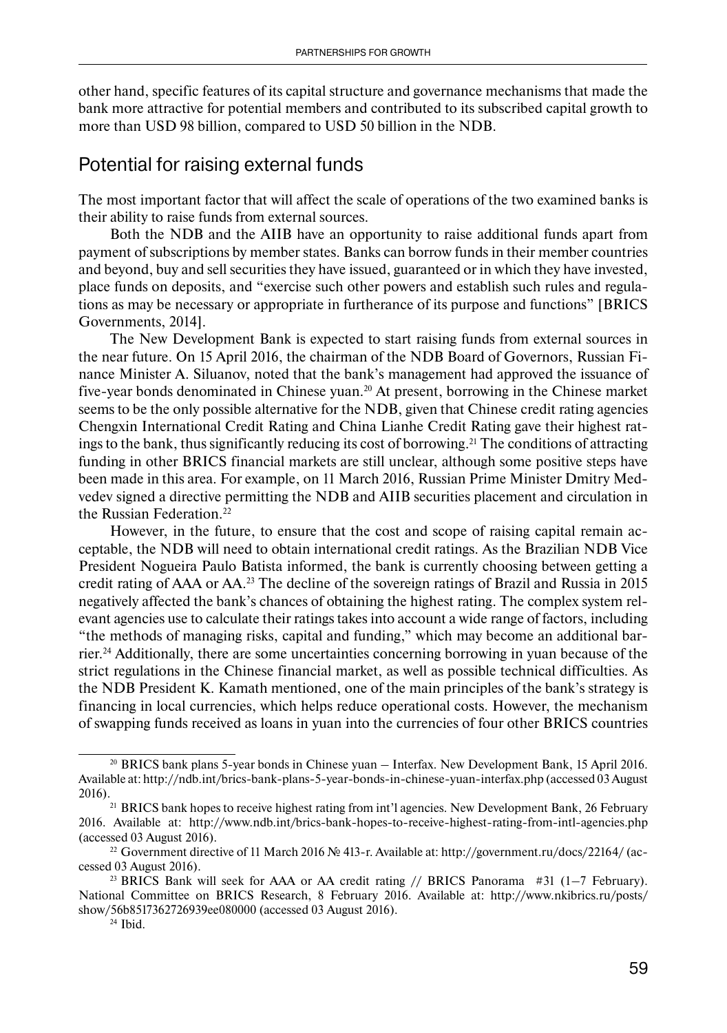other hand, specific features of its capital structure and governance mechanisms that made the bank more attractive for potential members and contributed to its subscribed capital growth to more than USD 98 billion, compared to USD 50 billion in the NDB.

## Potential for raising external funds

The most important factor that will affect the scale of operations of the two examined banks is their ability to raise funds from external sources.

Both the NDB and the AIIB have an opportunity to raise additional funds apart from payment of subscriptions by member states. Banks can borrow funds in their member countries and beyond, buy and sell securities they have issued, guaranteed or in which they have invested, place funds on deposits, and "exercise such other powers and establish such rules and regulations as may be necessary or appropriate in furtherance of its purpose and functions" [BRICS Governments, 2014].

The New Development Bank is expected to start raising funds from external sources in the near future. On 15 April 2016, the chairman of the NDB Board of Governors, Russian Finance Minister A. Siluanov, noted that the bank's management had approved the issuance of five-year bonds denominated in Chinese yuan.[20] At present, borrowing in the Chinese market seems to be the only possible alternative for the NDB, given that Chinese credit rating agencies Chengxin International Credit Rating and China Lianhe Credit Rating gave their highest ratings to the bank, thus significantly reducing its cost of borrowing.[21] The conditions of attracting funding in other BRICS financial markets are still unclear, although some positive steps have been made in this area. For example, on 11 March 2016, Russian Prime Minister Dmitry Medvedev signed a directive permitting the NDB and AIIB securities placement and circulation in the Russian Federation.[22]

However, in the future, to ensure that the cost and scope of raising capital remain acceptable, the NDB will need to obtain international credit ratings. As the Brazilian NDB Vice President Nogueira Paulo Batista informed, the bank is currently choosing between getting a credit rating of AAA or AA.[23] The decline of the sovereign ratings of Brazil and Russia in 2015 negatively affected the bank's chances of obtaining the highest rating. The complex system relevant agencies use to calculate their ratings takes into account a wide range of factors, including "the methods of managing risks, capital and funding," which may become an additional barrier.[24] Additionally, there are some uncertainties concerning borrowing in yuan because of the strict regulations in the Chinese financial market, as well as possible technical difficulties. As the NDB President K. Kamath mentioned, one of the main principles of the bank's strategy is financing in local currencies, which helps reduce operational costs. However, the mechanism of swapping funds received as loans in yuan into the currencies of four other BRICS countries

---

[20] BRICS bank plans 5-year bonds in Chinese yuan – Interfax. New Development Bank, 15 April 2016. Available at: http://ndb.int/brics-bank-plans-5-year-bonds-in-chinese-yuan-interfax.php (accessed 03 August 2016).

[21] BRICS bank hopes to receive highest rating from int'l agencies. New Development Bank, 26 February 2016. Available at: http://www.ndb.int/brics-bank-hopes-to-receive-highest-rating-from-intl-agencies.php (accessed 03 August 2016).

[22] Government directive of 11 March 2016 № 413-r. Available at: http://government.ru/docs/22164/ (accessed 03 August 2016).

[23] BRICS Bank will seek for AAA or AA credit rating // BRICS Panorama #31 (1–7 February). National Committee on BRICS Research, 8 February 2016. Available at: http://www.nkibrics.ru/posts/show/56b8517362726939ee080000 (accessed 03 August 2016).

[24] Ibid.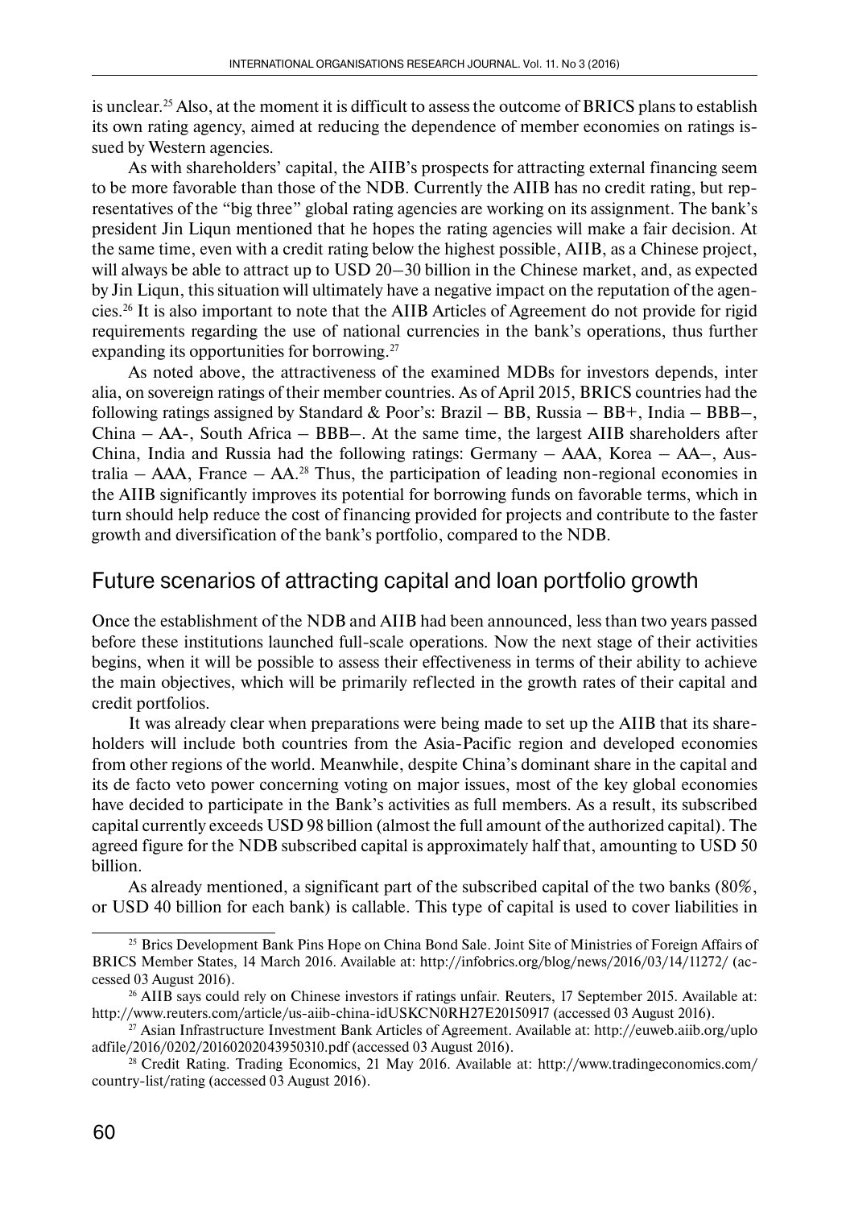is unclear.[25] Also, at the moment it is difficult to assess the outcome of BRICS plans to establish its own rating agency, aimed at reducing the dependence of member economies on ratings issued by Western agencies.

As with shareholders' capital, the AIIB's prospects for attracting external financing seem to be more favorable than those of the NDB. Currently the AIIB has no credit rating, but representatives of the "big three" global rating agencies are working on its assignment. The bank's president Jin Liqun mentioned that he hopes the rating agencies will make a fair decision. At the same time, even with a credit rating below the highest possible, AIIB, as a Chinese project, will always be able to attract up to USD 20–30 billion in the Chinese market, and, as expected by Jin Liqun, this situation will ultimately have a negative impact on the reputation of the agencies.[26] It is also important to note that the AIIB Articles of Agreement do not provide for rigid requirements regarding the use of national currencies in the bank's operations, thus further expanding its opportunities for borrowing.[27]

As noted above, the attractiveness of the examined MDBs for investors depends, inter alia, on sovereign ratings of their member countries. As of April 2015, BRICS countries had the following ratings assigned by Standard & Poor's: Brazil – BB, Russia – BB+, India – BBB–, China – AA-, South Africa – BBB–. At the same time, the largest AIIB shareholders after China, India and Russia had the following ratings: Germany – AAA, Korea – AA–, Australia – AAA, France – AA.[28] Thus, the participation of leading non-regional economies in the AIIB significantly improves its potential for borrowing funds on favorable terms, which in turn should help reduce the cost of financing provided for projects and contribute to the faster growth and diversification of the bank's portfolio, compared to the NDB.

## Future scenarios of attracting capital and loan portfolio growth

Once the establishment of the NDB and AIIB had been announced, less than two years passed before these institutions launched full-scale operations. Now the next stage of their activities begins, when it will be possible to assess their effectiveness in terms of their ability to achieve the main objectives, which will be primarily reflected in the growth rates of their capital and credit portfolios.

It was already clear when preparations were being made to set up the AIIB that its shareholders will include both countries from the Asia-Pacific region and developed economies from other regions of the world. Meanwhile, despite China's dominant share in the capital and its de facto veto power concerning voting on major issues, most of the key global economies have decided to participate in the Bank's activities as full members. As a result, its subscribed capital currently exceeds USD 98 billion (almost the full amount of the authorized capital). The agreed figure for the NDB subscribed capital is approximately half that, amounting to USD 50 billion.

As already mentioned, a significant part of the subscribed capital of the two banks (80%, or USD 40 billion for each bank) is callable. This type of capital is used to cover liabilities in

---

[25] Brics Development Bank Pins Hope on China Bond Sale. Joint Site of Ministries of Foreign Affairs of BRICS Member States, 14 March 2016. Available at: http://infobrics.org/blog/news/2016/03/14/11272/ (accessed 03 August 2016).

[26] AIIB says could rely on Chinese investors if ratings unfair. Reuters, 17 September 2015. Available at: http://www.reuters.com/article/us-aiib-china-idUSKCN0RH27E20150917 (accessed 03 August 2016).

[27] Asian Infrastructure Investment Bank Articles of Agreement. Available at: http://euweb.aiib.org/uploadfile/2016/0202/20160202043950310.pdf (accessed 03 August 2016).

[28] Credit Rating. Trading Economics, 21 May 2016. Available at: http://www.tradingeconomics.com/country-list/rating (accessed 03 August 2016).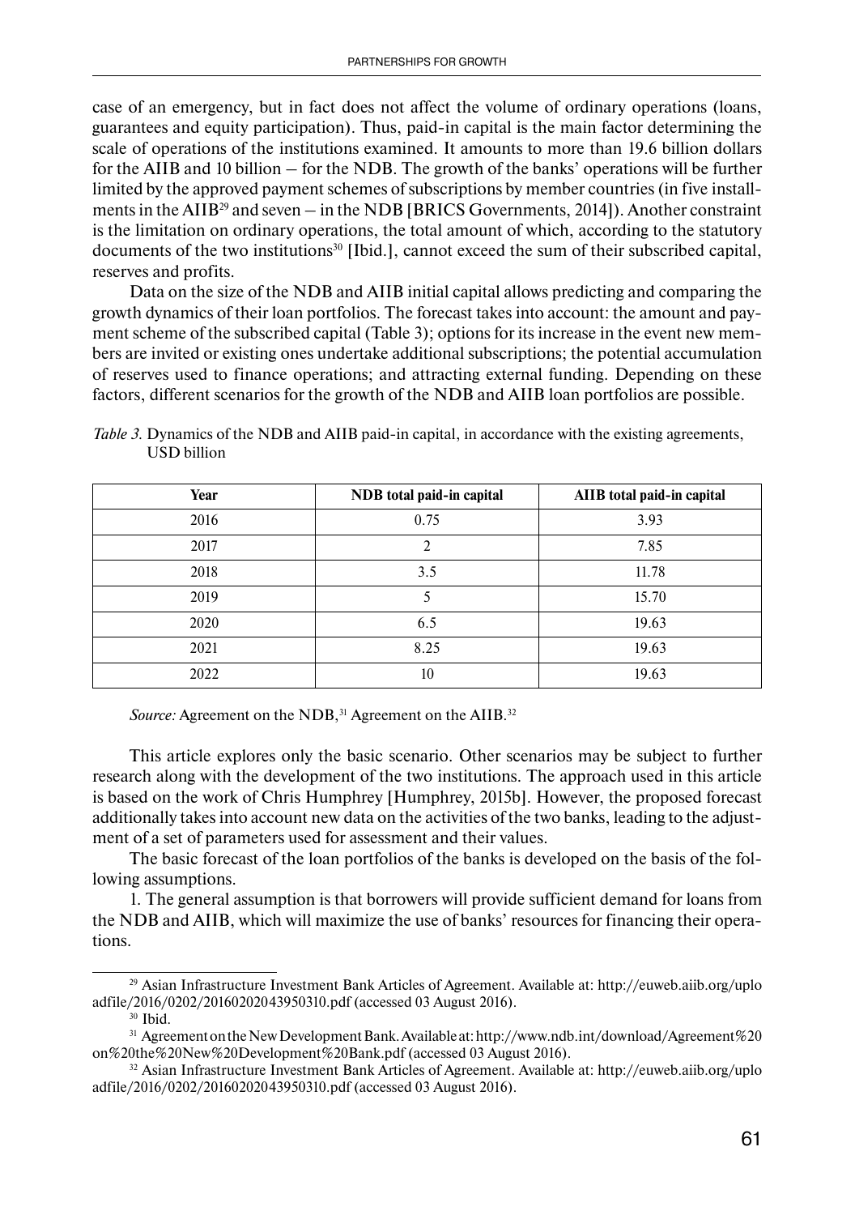case of an emergency, but in fact does not affect the volume of ordinary operations (loans, guarantees and equity participation). Thus, paid-in capital is the main factor determining the scale of operations of the institutions examined. It amounts to more than 19.6 billion dollars for the AIIB and 10 billion – for the NDB. The growth of the banks' operations will be further limited by the approved payment schemes of subscriptions by member countries (in five installments in the AIIB[29] and seven – in the NDB [BRICS Governments, 2014]). Another constraint is the limitation on ordinary operations, the total amount of which, according to the statutory documents of the two institutions[30] [Ibid.], cannot exceed the sum of their subscribed capital, reserves and profits.

Data on the size of the NDB and AIIB initial capital allows predicting and comparing the growth dynamics of their loan portfolios. The forecast takes into account: the amount and payment scheme of the subscribed capital (Table 3); options for its increase in the event new members are invited or existing ones undertake additional subscriptions; the potential accumulation of reserves used to finance operations; and attracting external funding. Depending on these factors, different scenarios for the growth of the NDB and AIIB loan portfolios are possible.

*Table 3.* Dynamics of the NDB and AIIB paid-in capital, in accordance with the existing agreements, USD billion

| Year | NDB total paid-in capital | AIIB total paid-in capital |
|---|---|---|
| 2016 | 0.75 | 3.93 |
| 2017 | 2 | 7.85 |
| 2018 | 3.5 | 11.78 |
| 2019 | 5 | 15.70 |
| 2020 | 6.5 | 19.63 |
| 2021 | 8.25 | 19.63 |
| 2022 | 10 | 19.63 |

*Source:* Agreement on the NDB,[31] Agreement on the AIIB.[32]

This article explores only the basic scenario. Other scenarios may be subject to further research along with the development of the two institutions. The approach used in this article is based on the work of Chris Humphrey [Humphrey, 2015b]. However, the proposed forecast additionally takes into account new data on the activities of the two banks, leading to the adjustment of a set of parameters used for assessment and their values.

The basic forecast of the loan portfolios of the banks is developed on the basis of the following assumptions.

1. The general assumption is that borrowers will provide sufficient demand for loans from the NDB and AIIB, which will maximize the use of banks' resources for financing their operations.

---

[29] Asian Infrastructure Investment Bank Articles of Agreement. Available at: http://euweb.aiib.org/uploadfile/2016/0202/20160202043950310.pdf (accessed 03 August 2016).

[30] Ibid.

[31] Agreement on the New Development Bank. Available at: http://www.ndb.int/download/Agreement%20on%20the%20New%20Development%20Bank.pdf (accessed 03 August 2016).

[32] Asian Infrastructure Investment Bank Articles of Agreement. Available at: http://euweb.aiib.org/uploadfile/2016/0202/20160202043950310.pdf (accessed 03 August 2016).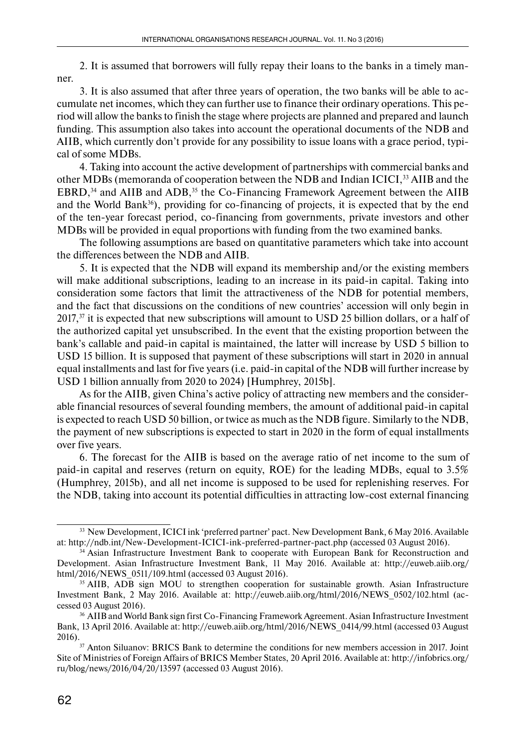2. It is assumed that borrowers will fully repay their loans to the banks in a timely manner.

3. It is also assumed that after three years of operation, the two banks will be able to accumulate net incomes, which they can further use to finance their ordinary operations. This period will allow the banks to finish the stage where projects are planned and prepared and launch funding. This assumption also takes into account the operational documents of the NDB and AIIB, which currently don't provide for any possibility to issue loans with a grace period, typical of some MDBs.

4. Taking into account the active development of partnerships with commercial banks and other MDBs (memoranda of cooperation between the NDB and Indian ICICI,[33] AIIB and the EBRD,[34] and AIIB and ADB,[35] the Co-Financing Framework Agreement between the AIIB and the World Bank[36]), providing for co-financing of projects, it is expected that by the end of the ten-year forecast period, co-financing from governments, private investors and other MDBs will be provided in equal proportions with funding from the two examined banks.

The following assumptions are based on quantitative parameters which take into account the differences between the NDB and AIIB.

5. It is expected that the NDB will expand its membership and/or the existing members will make additional subscriptions, leading to an increase in its paid-in capital. Taking into consideration some factors that limit the attractiveness of the NDB for potential members, and the fact that discussions on the conditions of new countries' accession will only begin in 2017,[37] it is expected that new subscriptions will amount to USD 25 billion dollars, or a half of the authorized capital yet unsubscribed. In the event that the existing proportion between the bank's callable and paid-in capital is maintained, the latter will increase by USD 5 billion to USD 15 billion. It is supposed that payment of these subscriptions will start in 2020 in annual equal installments and last for five years (i.e. paid-in capital of the NDB will further increase by USD 1 billion annually from 2020 to 2024) [Humphrey, 2015b].

As for the AIIB, given China's active policy of attracting new members and the considerable financial resources of several founding members, the amount of additional paid-in capital is expected to reach USD 50 billion, or twice as much as the NDB figure. Similarly to the NDB, the payment of new subscriptions is expected to start in 2020 in the form of equal installments over five years.

6. The forecast for the AIIB is based on the average ratio of net income to the sum of paid-in capital and reserves (return on equity, ROE) for the leading MDBs, equal to 3.5% (Humphrey, 2015b), and all net income is supposed to be used for replenishing reserves. For the NDB, taking into account its potential difficulties in attracting low-cost external financing

---

[33] New Development, ICICI ink 'preferred partner' pact. New Development Bank, 6 May 2016. Available at: http://ndb.int/New-Development-ICICI-ink-preferred-partner-pact.php (accessed 03 August 2016).

[34] Asian Infrastructure Investment Bank to cooperate with European Bank for Reconstruction and Development. Asian Infrastructure Investment Bank, 11 May 2016. Available at: http://euweb.aiib.org/html/2016/NEWS_0511/109.html (accessed 03 August 2016).

[35] AIIB, ADB sign MOU to strengthen cooperation for sustainable growth. Asian Infrastructure Investment Bank, 2 May 2016. Available at: http://euweb.aiib.org/html/2016/NEWS_0502/102.html (accessed 03 August 2016).

[36] AIIB and World Bank sign first Co-Financing Framework Agreement. Asian Infrastructure Investment Bank, 13 April 2016. Available at: http://euweb.aiib.org/html/2016/NEWS_0414/99.html (accessed 03 August 2016).

[37] Anton Siluanov: BRICS Bank to determine the conditions for new members accession in 2017. Joint Site of Ministries of Foreign Affairs of BRICS Member States, 20 April 2016. Available at: http://infobrics.org/ru/blog/news/2016/04/20/13597 (accessed 03 August 2016).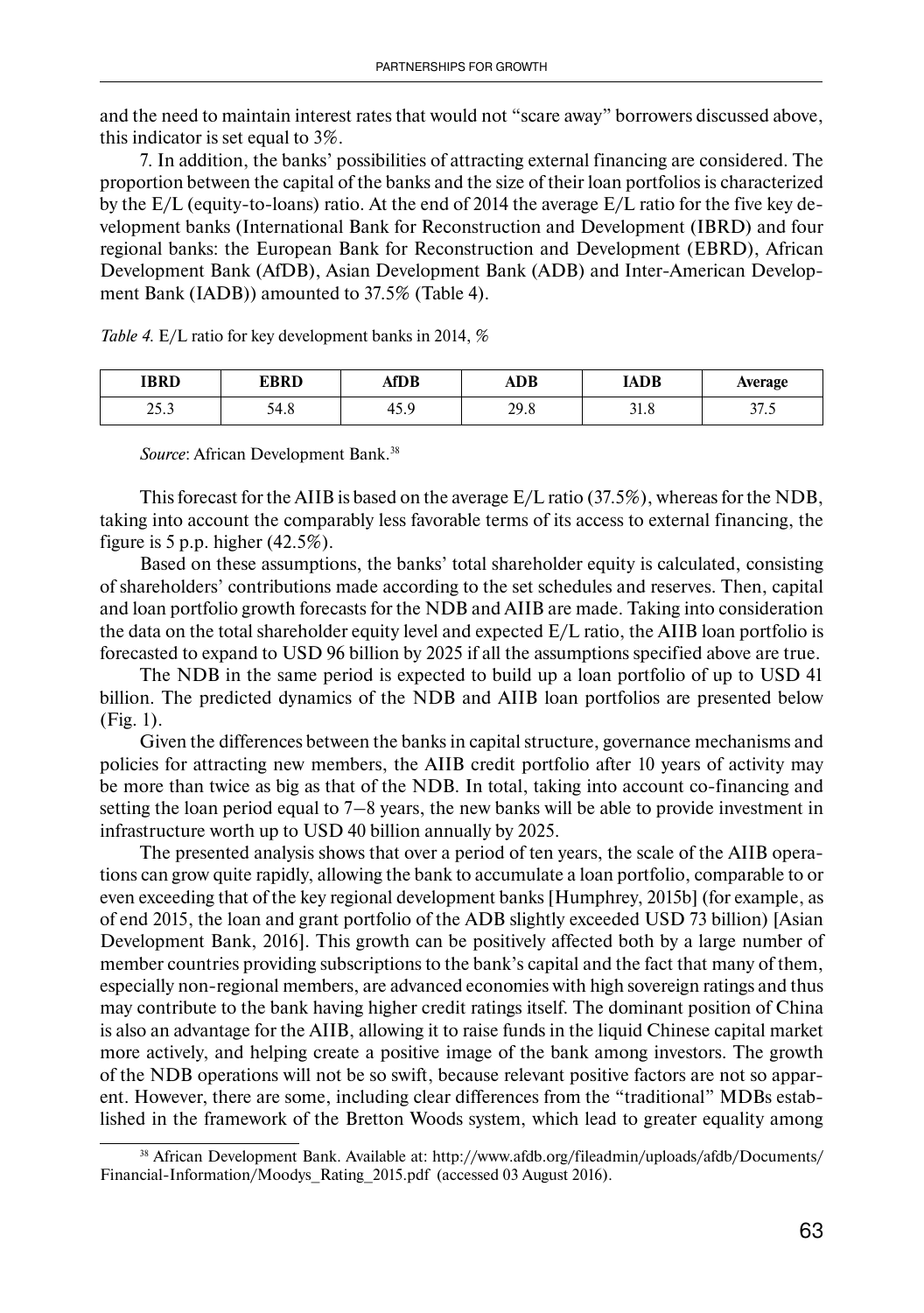and the need to maintain interest rates that would not "scare away" borrowers discussed above, this indicator is set equal to 3%.

7. In addition, the banks' possibilities of attracting external financing are considered. The proportion between the capital of the banks and the size of their loan portfolios is characterized by the E/L (equity-to-loans) ratio. At the end of 2014 the average E/L ratio for the five key development banks (International Bank for Reconstruction and Development (IBRD) and four regional banks: the European Bank for Reconstruction and Development (EBRD), African Development Bank (AfDB), Asian Development Bank (ADB) and Inter-American Development Bank (IADB)) amounted to 37.5% (Table 4).

*Table 4.* E/L ratio for key development banks in 2014, %

| IBRD | EBRD | AfDB | ADB | IADB | Average |
|---|---|---|---|---|---|
| 25.3 | 54.8 | 45.9 | 29.8 | 31.8 | 37.5 |

*Source*: African Development Bank.[38]

This forecast for the AIIB is based on the average E/L ratio (37.5%), whereas for the NDB, taking into account the comparably less favorable terms of its access to external financing, the figure is 5 p.p. higher (42.5%).

Based on these assumptions, the banks' total shareholder equity is calculated, consisting of shareholders' contributions made according to the set schedules and reserves. Then, capital and loan portfolio growth forecasts for the NDB and AIIB are made. Taking into consideration the data on the total shareholder equity level and expected E/L ratio, the AIIB loan portfolio is forecasted to expand to USD 96 billion by 2025 if all the assumptions specified above are true.

The NDB in the same period is expected to build up a loan portfolio of up to USD 41 billion. The predicted dynamics of the NDB and AIIB loan portfolios are presented below (Fig. 1).

Given the differences between the banks in capital structure, governance mechanisms and policies for attracting new members, the AIIB credit portfolio after 10 years of activity may be more than twice as big as that of the NDB. In total, taking into account co-financing and setting the loan period equal to 7–8 years, the new banks will be able to provide investment in infrastructure worth up to USD 40 billion annually by 2025.

The presented analysis shows that over a period of ten years, the scale of the AIIB operations can grow quite rapidly, allowing the bank to accumulate a loan portfolio, comparable to or even exceeding that of the key regional development banks [Humphrey, 2015b] (for example, as of end 2015, the loan and grant portfolio of the ADB slightly exceeded USD 73 billion) [Asian Development Bank, 2016]. This growth can be positively affected both by a large number of member countries providing subscriptions to the bank's capital and the fact that many of them, especially non-regional members, are advanced economies with high sovereign ratings and thus may contribute to the bank having higher credit ratings itself. The dominant position of China is also an advantage for the AIIB, allowing it to raise funds in the liquid Chinese capital market more actively, and helping create a positive image of the bank among investors. The growth of the NDB operations will not be so swift, because relevant positive factors are not so apparent. However, there are some, including clear differences from the "traditional" MDBs established in the framework of the Bretton Woods system, which lead to greater equality among

[38] African Development Bank. Available at: http://www.afdb.org/fileadmin/uploads/afdb/Documents/Financial-Information/Moodys_Rating_2015.pdf (accessed 03 August 2016).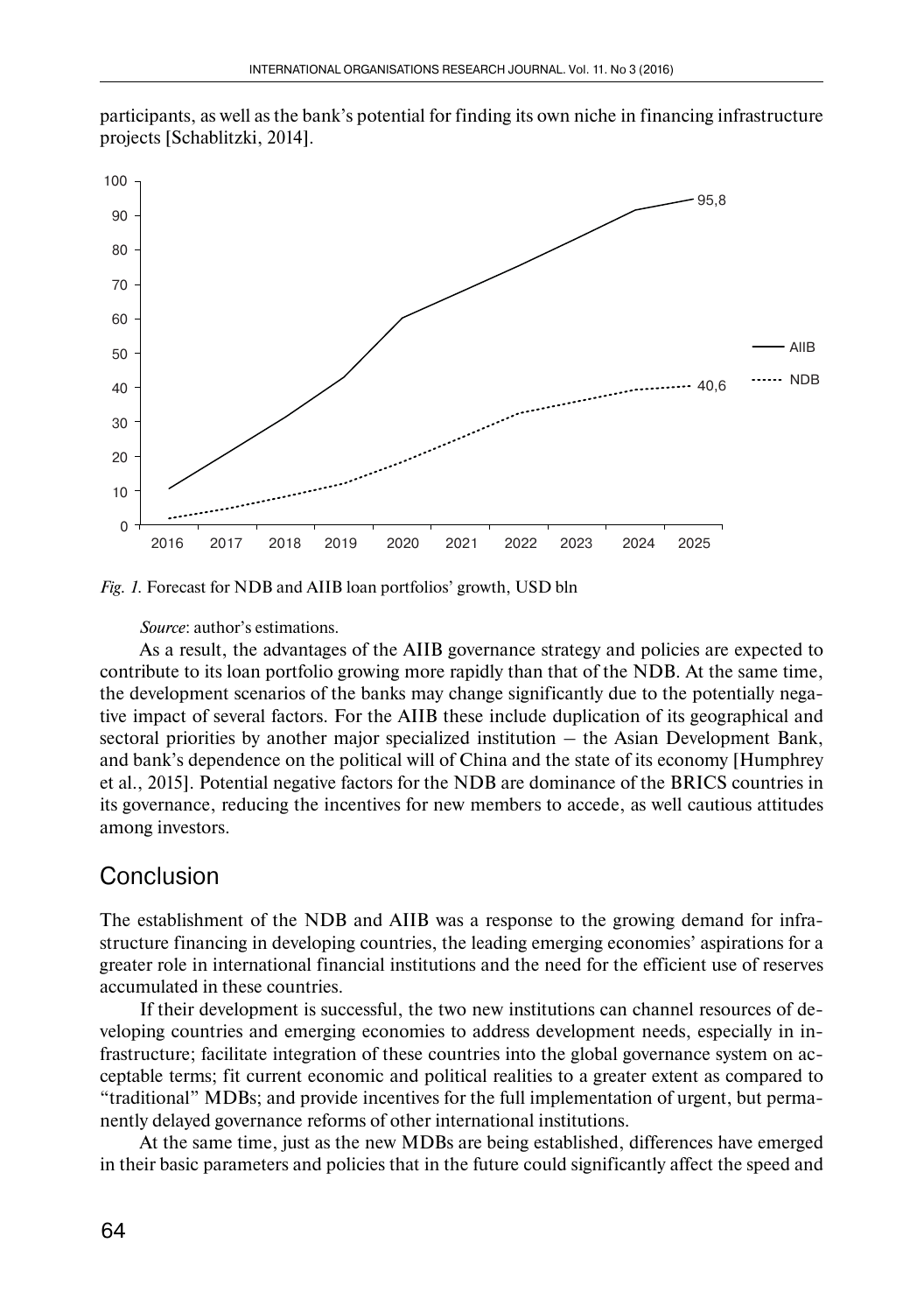participants, as well as the bank's potential for finding its own niche in financing infrastructure projects [Schablitzki, 2014].

*Fig. 1.* Forecast for NDB and AIIB loan portfolios' growth, USD bln

*Source*: author's estimations.

As a result, the advantages of the AIIB governance strategy and policies are expected to contribute to its loan portfolio growing more rapidly than that of the NDB. At the same time, the development scenarios of the banks may change significantly due to the potentially negative impact of several factors. For the AIIB these include duplication of its geographical and sectoral priorities by another major specialized institution – the Asian Development Bank, and bank's dependence on the political will of China and the state of its economy [Humphrey et al., 2015]. Potential negative factors for the NDB are dominance of the BRICS countries in its governance, reducing the incentives for new members to accede, as well cautious attitudes among investors.

## Conclusion

The establishment of the NDB and AIIB was a response to the growing demand for infrastructure financing in developing countries, the leading emerging economies' aspirations for a greater role in international financial institutions and the need for the efficient use of reserves accumulated in these countries.

If their development is successful, the two new institutions can channel resources of developing countries and emerging economies to address development needs, especially in infrastructure; facilitate integration of these countries into the global governance system on acceptable terms; fit current economic and political realities to a greater extent as compared to "traditional" MDBs; and provide incentives for the full implementation of urgent, but permanently delayed governance reforms of other international institutions.

At the same time, just as the new MDBs are being established, differences have emerged in their basic parameters and policies that in the future could significantly affect the speed and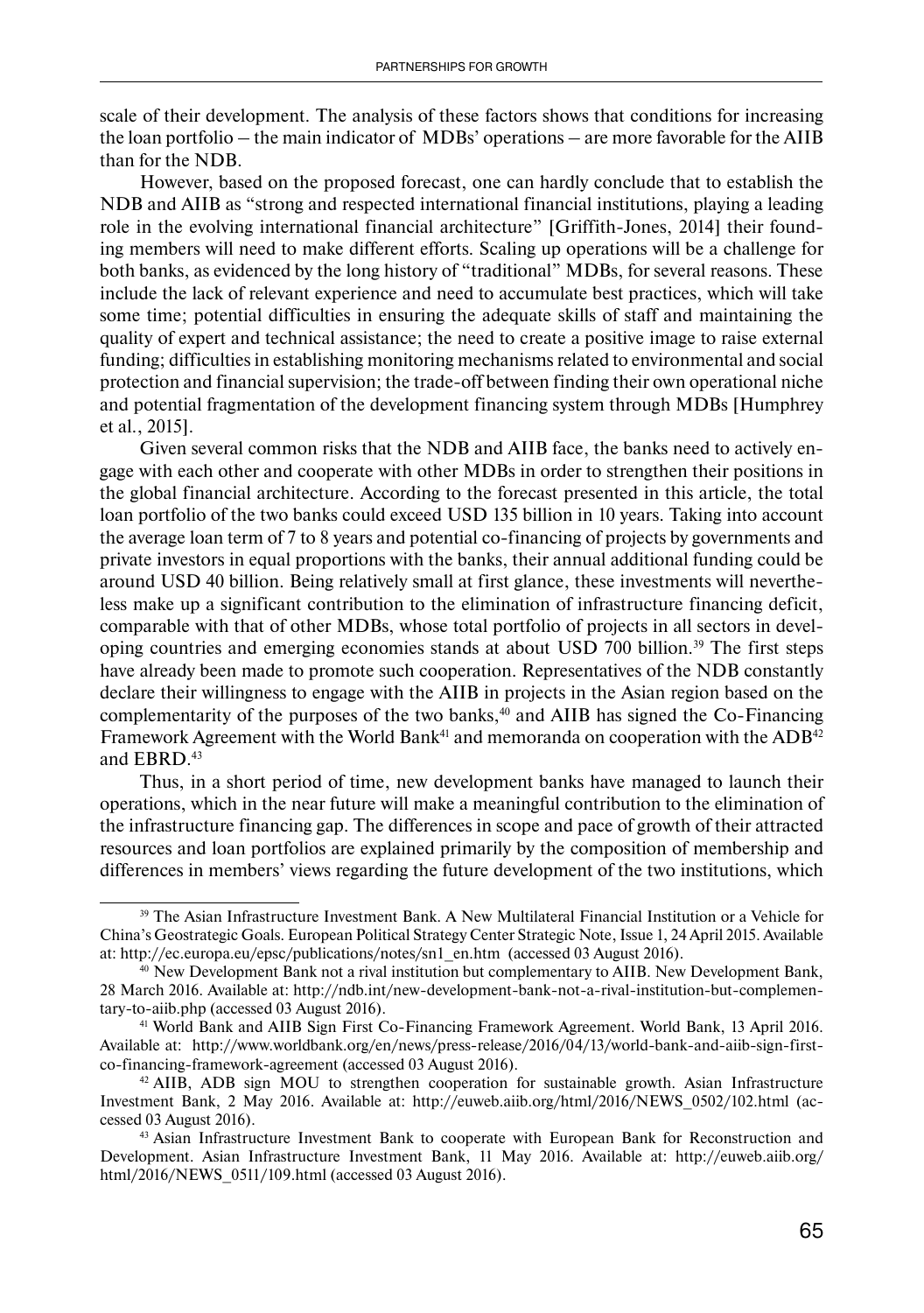scale of their development. The analysis of these factors shows that conditions for increasing the loan portfolio – the main indicator of MDBs' operations – are more favorable for the AIIB than for the NDB.

However, based on the proposed forecast, one can hardly conclude that to establish the NDB and AIIB as "strong and respected international financial institutions, playing a leading role in the evolving international financial architecture" [Griffith-Jones, 2014] their founding members will need to make different efforts. Scaling up operations will be a challenge for both banks, as evidenced by the long history of "traditional" MDBs, for several reasons. These include the lack of relevant experience and need to accumulate best practices, which will take some time; potential difficulties in ensuring the adequate skills of staff and maintaining the quality of expert and technical assistance; the need to create a positive image to raise external funding; difficulties in establishing monitoring mechanisms related to environmental and social protection and financial supervision; the trade-off between finding their own operational niche and potential fragmentation of the development financing system through MDBs [Humphrey et al., 2015].

Given several common risks that the NDB and AIIB face, the banks need to actively engage with each other and cooperate with other MDBs in order to strengthen their positions in the global financial architecture. According to the forecast presented in this article, the total loan portfolio of the two banks could exceed USD 135 billion in 10 years. Taking into account the average loan term of 7 to 8 years and potential co-financing of projects by governments and private investors in equal proportions with the banks, their annual additional funding could be around USD 40 billion. Being relatively small at first glance, these investments will nevertheless make up a significant contribution to the elimination of infrastructure financing deficit, comparable with that of other MDBs, whose total portfolio of projects in all sectors in developing countries and emerging economies stands at about USD 700 billion.[39] The first steps have already been made to promote such cooperation. Representatives of the NDB constantly declare their willingness to engage with the AIIB in projects in the Asian region based on the complementarity of the purposes of the two banks,[40] and AIIB has signed the Co-Financing Framework Agreement with the World Bank[41] and memoranda on cooperation with the ADB[42] and EBRD.[43]

Thus, in a short period of time, new development banks have managed to launch their operations, which in the near future will make a meaningful contribution to the elimination of the infrastructure financing gap. The differences in scope and pace of growth of their attracted resources and loan portfolios are explained primarily by the composition of membership and differences in members' views regarding the future development of the two institutions, which

---

[39] The Asian Infrastructure Investment Bank. A New Multilateral Financial Institution or a Vehicle for China's Geostrategic Goals. European Political Strategy Center Strategic Note, Issue 1, 24 April 2015. Available at: http://ec.europa.eu/epsc/publications/notes/sn1_en.htm (accessed 03 August 2016).

[40] New Development Bank not a rival institution but complementary to AIIB. New Development Bank, 28 March 2016. Available at: http://ndb.int/new-development-bank-not-a-rival-institution-but-complementary-to-aiib.php (accessed 03 August 2016).

[41] World Bank and AIIB Sign First Co-Financing Framework Agreement. World Bank, 13 April 2016. Available at: http://www.worldbank.org/en/news/press-release/2016/04/13/world-bank-and-aiib-sign-first-co-financing-framework-agreement (accessed 03 August 2016).

[42] AIIB, ADB sign MOU to strengthen cooperation for sustainable growth. Asian Infrastructure Investment Bank, 2 May 2016. Available at: http://euweb.aiib.org/html/2016/NEWS_0502/102.html (accessed 03 August 2016).

[43] Asian Infrastructure Investment Bank to cooperate with European Bank for Reconstruction and Development. Asian Infrastructure Investment Bank, 11 May 2016. Available at: http://euweb.aiib.org/html/2016/NEWS_0511/109.html (accessed 03 August 2016).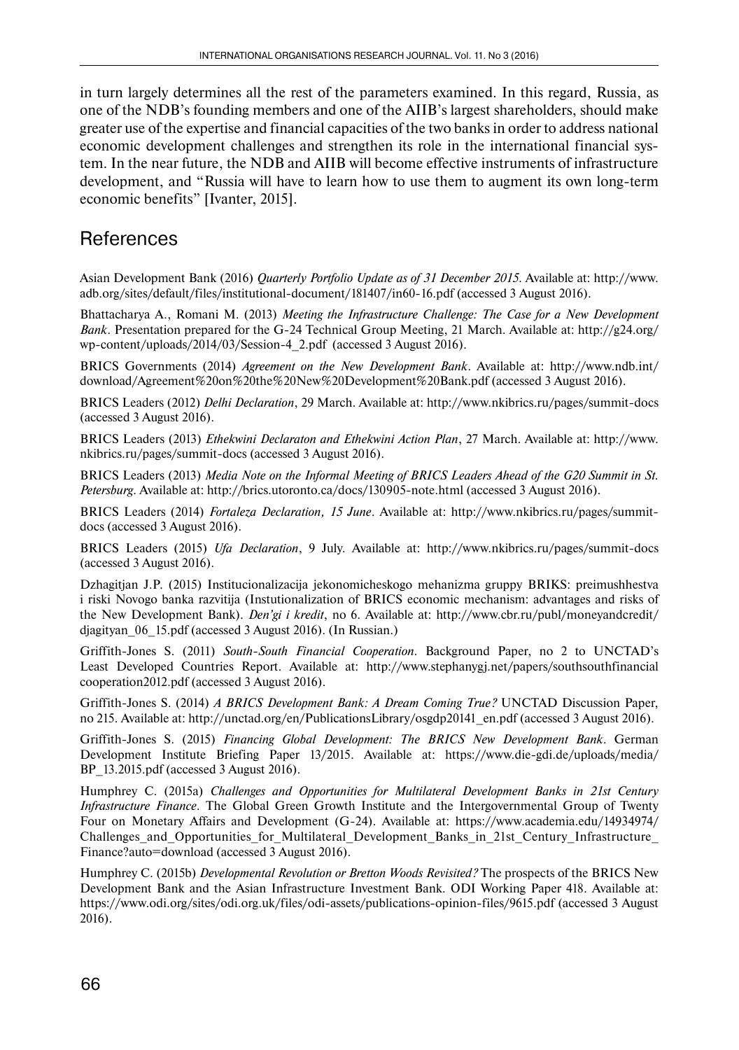in turn largely determines all the rest of the parameters examined. In this regard, Russia, as one of the NDB's founding members and one of the AIIB's largest shareholders, should make greater use of the expertise and financial capacities of the two banks in order to address national economic development challenges and strengthen its role in the international financial system. In the near future, the NDB and AIIB will become effective instruments of infrastructure development, and "Russia will have to learn how to use them to augment its own long-term economic benefits" [Ivanter, 2015].

## References

Asian Development Bank (2016) *Quarterly Portfolio Update as of 31 December 2015*. Available at: http://www.adb.org/sites/default/files/institutional-document/181407/in60-16.pdf (accessed 3 August 2016).

Bhattacharya A., Romani M. (2013) *Meeting the Infrastructure Challenge: The Case for a New Development Bank*. Presentation prepared for the G-24 Technical Group Meeting, 21 March. Available at: http://g24.org/wp-content/uploads/2014/03/Session-4_2.pdf (accessed 3 August 2016).

BRICS Governments (2014) *Agreement on the New Development Bank*. Available at: http://www.ndb.int/download/Agreement%20on%20the%20New%20Development%20Bank.pdf (accessed 3 August 2016).

BRICS Leaders (2012) *Delhi Declaration*, 29 March. Available at: http://www.nkibrics.ru/pages/summit-docs (accessed 3 August 2016).

BRICS Leaders (2013) *Ethekwini Declaraton and Ethekwini Action Plan*, 27 March. Available at: http://www.nkibrics.ru/pages/summit-docs (accessed 3 August 2016).

BRICS Leaders (2013) *Media Note on the Informal Meeting of BRICS Leaders Ahead of the G20 Summit in St. Petersburg*. Available at: http://brics.utoronto.ca/docs/130905-note.html (accessed 3 August 2016).

BRICS Leaders (2014) *Fortaleza Declaration, 15 June*. Available at: http://www.nkibrics.ru/pages/summit-docs (accessed 3 August 2016).

BRICS Leaders (2015) *Ufa Declaration*, 9 July. Available at: http://www.nkibrics.ru/pages/summit-docs (accessed 3 August 2016).

Dzhagitjan J.P. (2015) Institucionalizacija jekonomicheskogo mehanizma gruppy BRIKS: preimushhestva i riski Novogo banka razvitija (Instutionalization of BRICS economic mechanism: advantages and risks of the New Development Bank). *Den'gi i kredit*, no 6. Available at: http://www.cbr.ru/publ/moneyandcredit/djagityan_06_15.pdf (accessed 3 August 2016). (In Russian.)

Griffith-Jones S. (2011) *South-South Financial Cooperation*. Background Paper, no 2 to UNCTAD's Least Developed Countries Report. Available at: http://www.stephanygj.net/papers/southsouthfinancialcooperation2012.pdf (accessed 3 August 2016).

Griffith-Jones S. (2014) *A BRICS Development Bank: A Dream Coming True?* UNCTAD Discussion Paper, no 215. Available at: http://unctad.org/en/PublicationsLibrary/osgdp20141_en.pdf (accessed 3 August 2016).

Griffith-Jones S. (2015) *Financing Global Development: The BRICS New Development Bank*. German Development Institute Briefing Paper 13/2015. Available at: https://www.die-gdi.de/uploads/media/BP_13.2015.pdf (accessed 3 August 2016).

Humphrey C. (2015a) *Challenges and Opportunities for Multilateral Development Banks in 21st Century Infrastructure Finance*. The Global Green Growth Institute and the Intergovernmental Group of Twenty Four on Monetary Affairs and Development (G-24). Available at: https://www.academia.edu/14934974/Challenges_and_Opportunities_for_Multilateral_Development_Banks_in_21st_Century_Infrastructure_Finance?auto=download (accessed 3 August 2016).

Humphrey C. (2015b) *Developmental Revolution or Bretton Woods Revisited?* The prospects of the BRICS New Development Bank and the Asian Infrastructure Investment Bank. ODI Working Paper 418. Available at: https://www.odi.org/sites/odi.org.uk/files/odi-assets/publications-opinion-files/9615.pdf (accessed 3 August 2016).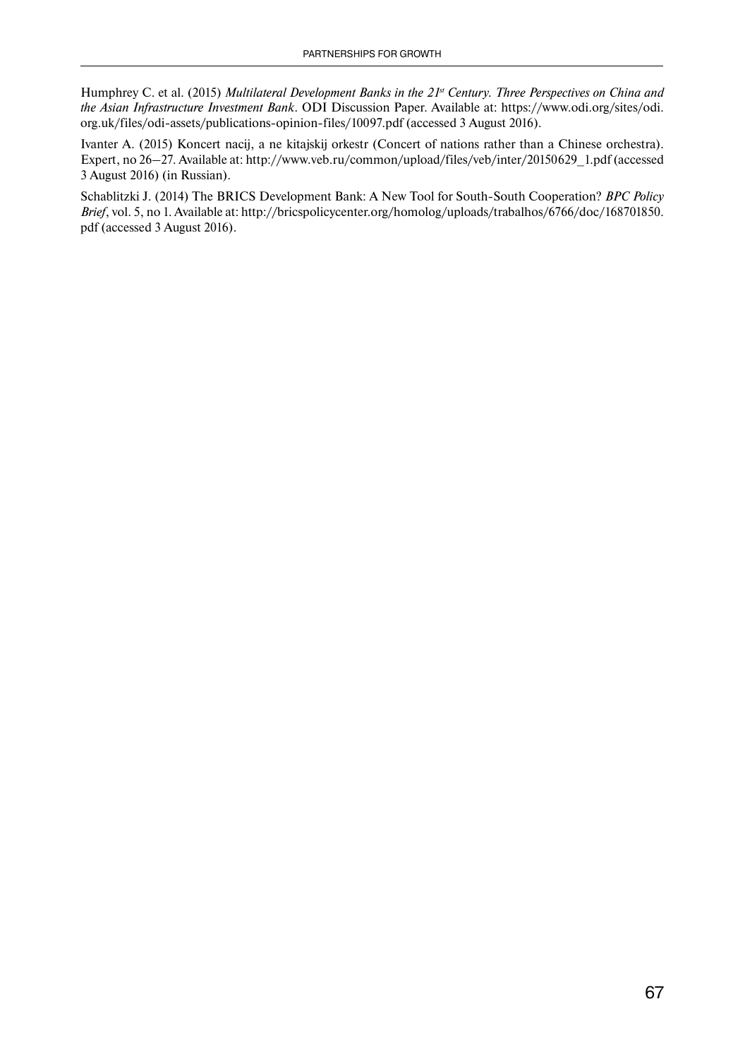Humphrey C. et al. (2015) *Multilateral Development Banks in the 21st Century. Three Perspectives on China and the Asian Infrastructure Investment Bank*. ODI Discussion Paper. Available at: https://www.odi.org/sites/odi.org.uk/files/odi-assets/publications-opinion-files/10097.pdf (accessed 3 August 2016).

Ivanter A. (2015) Koncert nacij, a ne kitajskij orkestr (Concert of nations rather than a Chinese orchestra). Expert, no 26–27. Available at: http://www.veb.ru/common/upload/files/veb/inter/20150629_1.pdf (accessed 3 August 2016) (in Russian).

Schablitzki J. (2014) The BRICS Development Bank: A New Tool for South-South Cooperation? *BPC Policy Brief*, vol. 5, no 1. Available at: http://bricspolicycenter.org/homolog/uploads/trabalhos/6766/doc/168701850.pdf (accessed 3 August 2016).